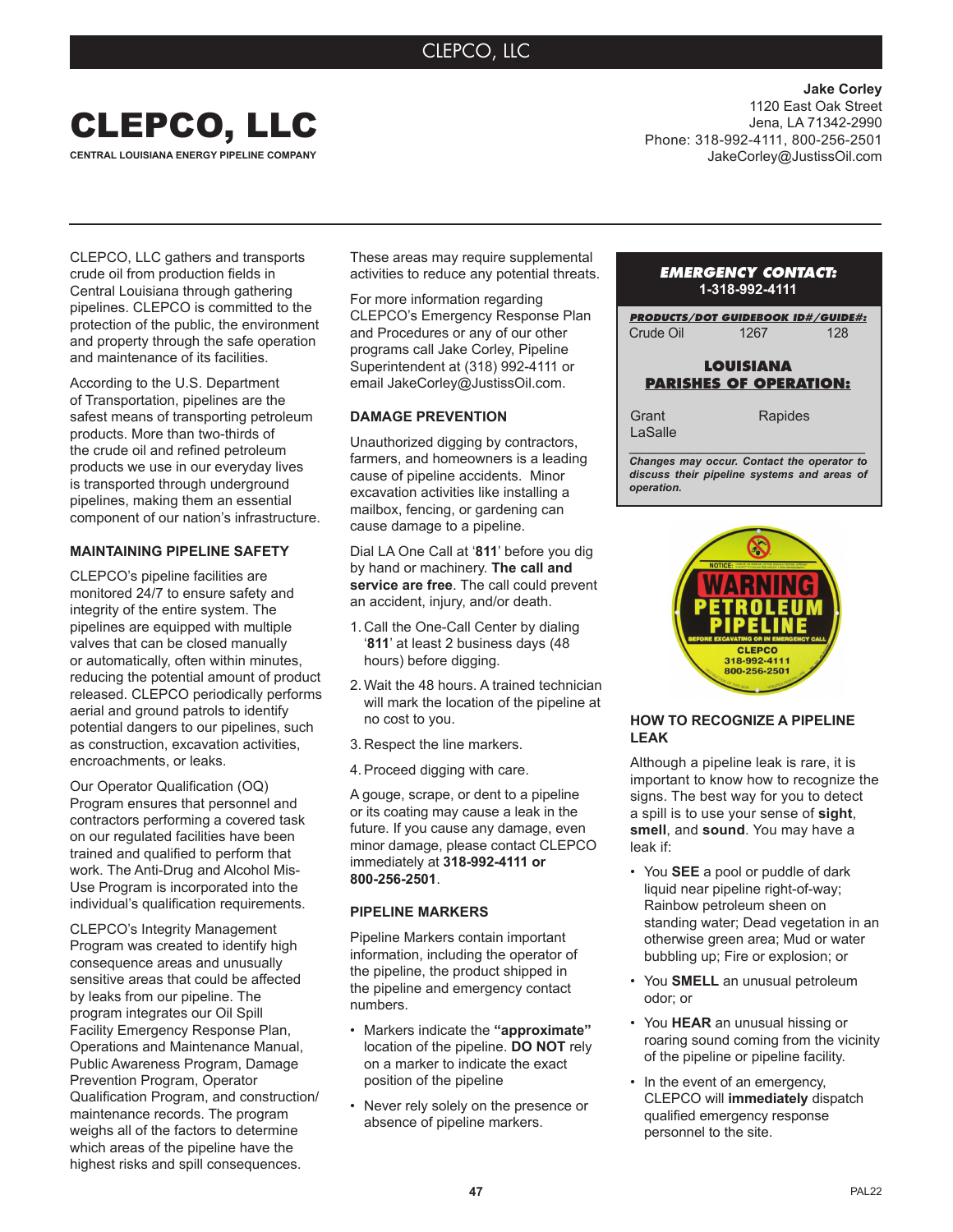# CLEPCO, LLC

**CENTRAL LOUISIANA ENERGY PIPELINE COMPANY**

**Jake Corley**
1120 East Oak Street
Jena, LA 71342-2990
Phone: 318-992-4111, 800-256-2501
JakeCorley@JustissOil.com

CLEPCO, LLC gathers and transports crude oil from production fields in Central Louisiana through gathering pipelines. CLEPCO is committed to the protection of the public, the environment and property through the safe operation and maintenance of its facilities.

According to the U.S. Department of Transportation, pipelines are the safest means of transporting petroleum products. More than two-thirds of the crude oil and refined petroleum products we use in our everyday lives is transported through underground pipelines, making them an essential component of our nation's infrastructure.

## MAINTAINING PIPELINE SAFETY

CLEPCO's pipeline facilities are monitored 24/7 to ensure safety and integrity of the entire system. The pipelines are equipped with multiple valves that can be closed manually or automatically, often within minutes, reducing the potential amount of product released. CLEPCO periodically performs aerial and ground patrols to identify potential dangers to our pipelines, such as construction, excavation activities, encroachments, or leaks.

Our Operator Qualification (OQ) Program ensures that personnel and contractors performing a covered task on our regulated facilities have been trained and qualified to perform that work. The Anti-Drug and Alcohol Mis-Use Program is incorporated into the individual's qualification requirements.

CLEPCO's Integrity Management Program was created to identify high consequence areas and unusually sensitive areas that could be affected by leaks from our pipeline. The program integrates our Oil Spill Facility Emergency Response Plan, Operations and Maintenance Manual, Public Awareness Program, Damage Prevention Program, Operator Qualification Program, and construction/maintenance records. The program weighs all of the factors to determine which areas of the pipeline have the highest risks and spill consequences. These areas may require supplemental activities to reduce any potential threats.

For more information regarding CLEPCO's Emergency Response Plan and Procedures or any of our other programs call Jake Corley, Pipeline Superintendent at (318) 992-4111 or email JakeCorley@JustissOil.com.

## DAMAGE PREVENTION

Unauthorized digging by contractors, farmers, and homeowners is a leading cause of pipeline accidents. Minor excavation activities like installing a mailbox, fencing, or gardening can cause damage to a pipeline.

Dial LA One Call at '**811**' before you dig by hand or machinery. **The call and service are free**. The call could prevent an accident, injury, and/or death.

1. Call the One-Call Center by dialing '**811**' at least 2 business days (48 hours) before digging.
2. Wait the 48 hours. A trained technician will mark the location of the pipeline at no cost to you.
3. Respect the line markers.
4. Proceed digging with care.

A gouge, scrape, or dent to a pipeline or its coating may cause a leak in the future. If you cause any damage, even minor damage, please contact CLEPCO immediately at **318-992-4111 or 800-256-2501**.

## PIPELINE MARKERS

Pipeline Markers contain important information, including the operator of the pipeline, the product shipped in the pipeline and emergency contact numbers.

- Markers indicate the **"approximate"** location of the pipeline. **DO NOT** rely on a marker to indicate the exact position of the pipeline
- Never rely solely on the presence or absence of pipeline markers.

**EMERGENCY CONTACT:**
**1-318-992-4111**

| PRODUCTS/DOT GUIDEBOOK ID#/GUIDE#: | | |
|---|---|---|
| Crude Oil | 1267 | 128 |

**LOUISIANA PARISHES OF OPERATION:**

| | |
|---|---|
| Grant | Rapides |
| LaSalle | |

*Changes may occur. Contact the operator to discuss their pipeline systems and areas of operation.*

NOTICE: WARNING PETROLEUM PIPELINE BEFORE EXCAVATING OR IN EMERGENCY CALL CLEPCO 318-992-4111 800-256-2501

## HOW TO RECOGNIZE A PIPELINE LEAK

Although a pipeline leak is rare, it is important to know how to recognize the signs. The best way for you to detect a spill is to use your sense of **sight**, **smell**, and **sound**. You may have a leak if:

- You **SEE** a pool or puddle of dark liquid near pipeline right-of-way; Rainbow petroleum sheen on standing water; Dead vegetation in an otherwise green area; Mud or water bubbling up; Fire or explosion; or
- You **SMELL** an unusual petroleum odor; or
- You **HEAR** an unusual hissing or roaring sound coming from the vicinity of the pipeline or pipeline facility.
- In the event of an emergency, CLEPCO will **immediately** dispatch qualified emergency response personnel to the site.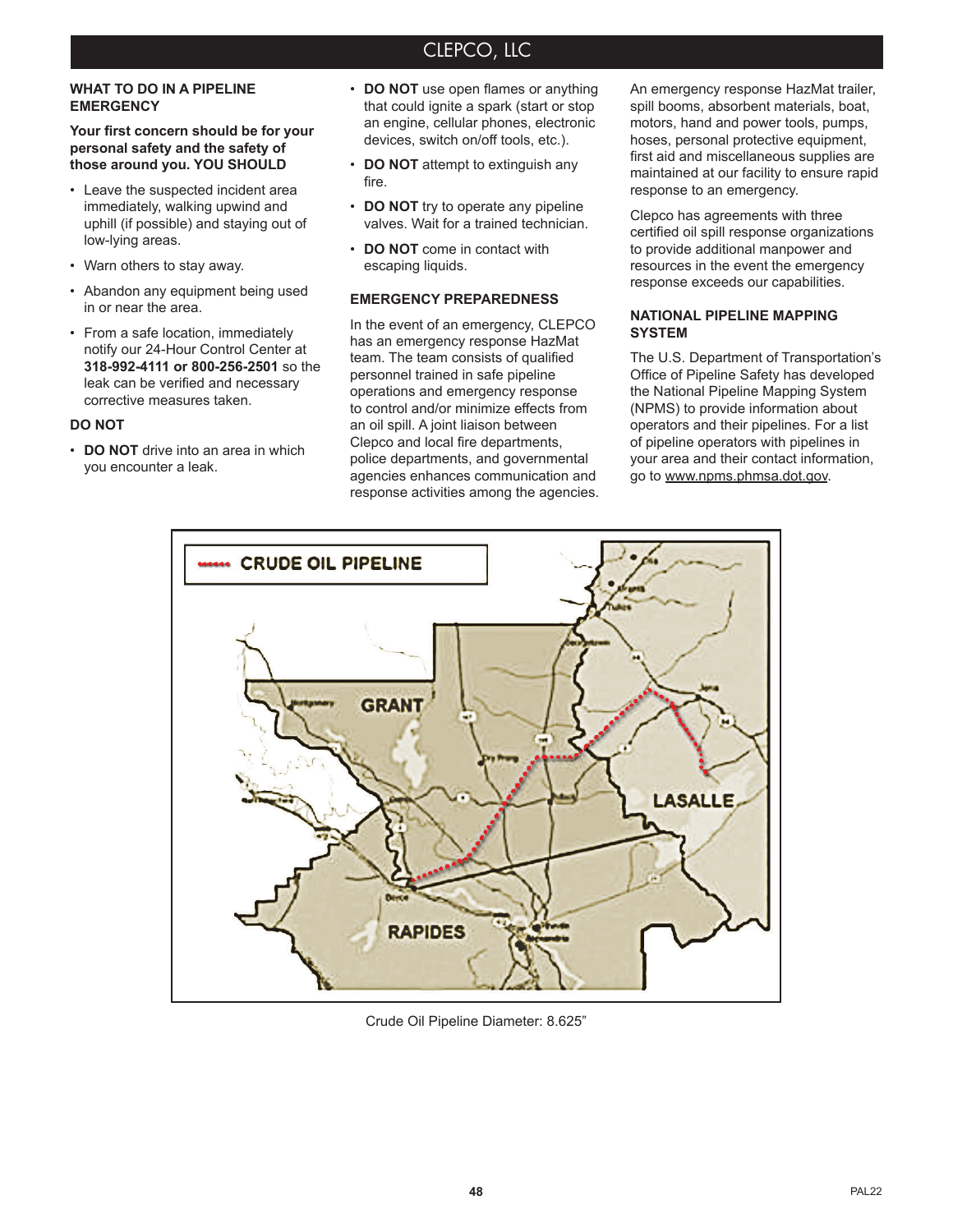# CLEPCO, LLC

## WHAT TO DO IN A PIPELINE EMERGENCY

**Your first concern should be for your personal safety and the safety of those around you. YOU SHOULD**

- Leave the suspected incident area immediately, walking upwind and uphill (if possible) and staying out of low-lying areas.
- Warn others to stay away.
- Abandon any equipment being used in or near the area.
- From a safe location, immediately notify our 24-Hour Control Center at **318-992-4111 or 800-256-2501** so the leak can be verified and necessary corrective measures taken.

### DO NOT

- **DO NOT** drive into an area in which you encounter a leak.
- **DO NOT** use open flames or anything that could ignite a spark (start or stop an engine, cellular phones, electronic devices, switch on/off tools, etc.).
- **DO NOT** attempt to extinguish any fire.
- **DO NOT** try to operate any pipeline valves. Wait for a trained technician.
- **DO NOT** come in contact with escaping liquids.

## EMERGENCY PREPAREDNESS

In the event of an emergency, CLEPCO has an emergency response HazMat team. The team consists of qualified personnel trained in safe pipeline operations and emergency response to control and/or minimize effects from an oil spill. A joint liaison between Clepco and local fire departments, police departments, and governmental agencies enhances communication and response activities among the agencies.

An emergency response HazMat trailer, spill booms, absorbent materials, boat, motors, hand and power tools, pumps, hoses, personal protective equipment, first aid and miscellaneous supplies are maintained at our facility to ensure rapid response to an emergency.

Clepco has agreements with three certified oil spill response organizations to provide additional manpower and resources in the event the emergency response exceeds our capabilities.

## NATIONAL PIPELINE MAPPING SYSTEM

The U.S. Department of Transportation's Office of Pipeline Safety has developed the National Pipeline Mapping System (NPMS) to provide information about operators and their pipelines. For a list of pipeline operators with pipelines in your area and their contact information, go to www.npms.phmsa.dot.gov.

CRUDE OIL PIPELINE

GRANT

LASALLE

RAPIDES

Crude Oil Pipeline Diameter: 8.625"